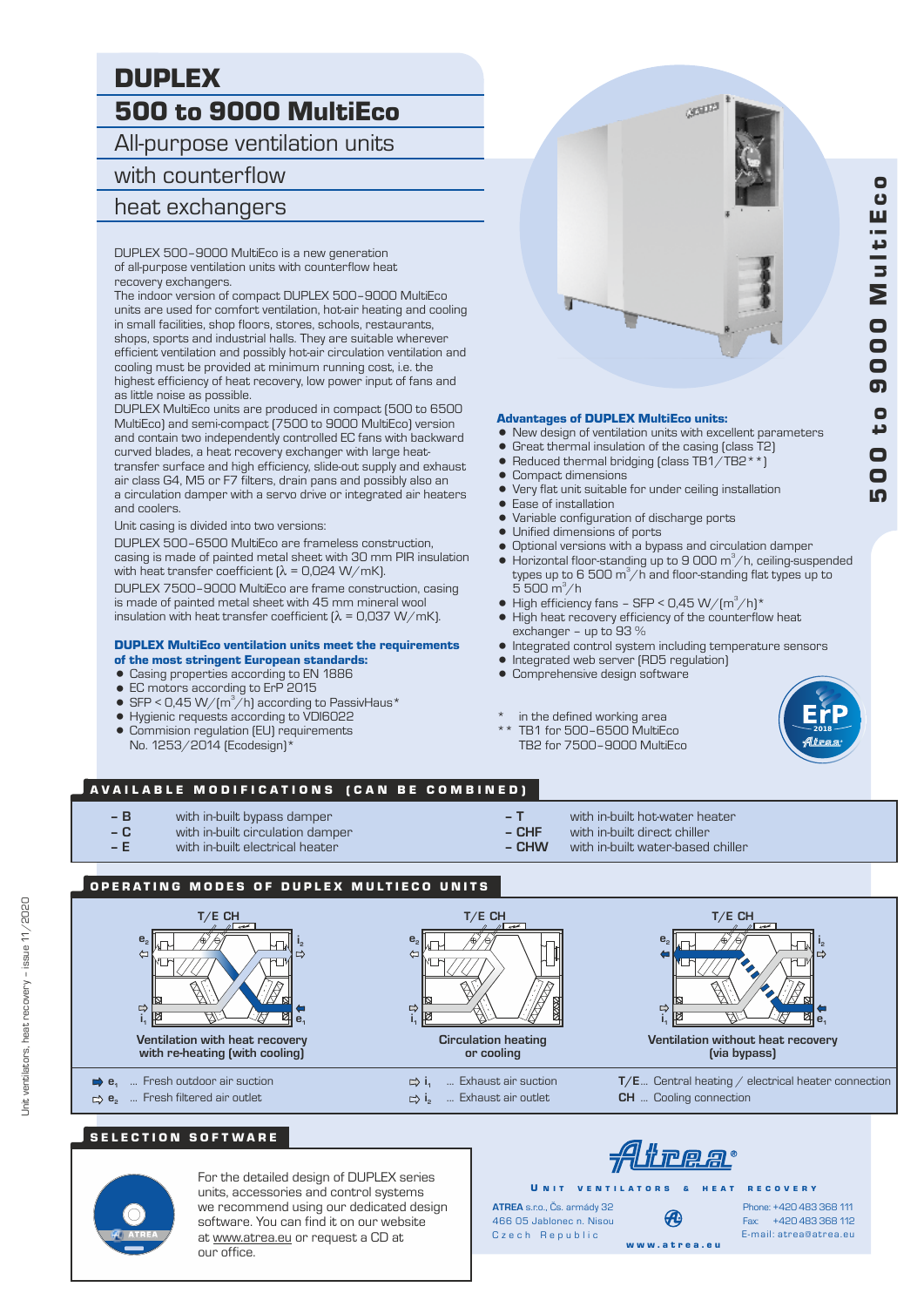# DUPLEX

## 500 to 9000 MultiEco

### All-purpose ventilation units with counterflow heat exchangers

DUPLEX 500–9000 MultiEco is a new generation of all-purpose ventilation units with counterflow heat recovery exchangers.

The indoor version of compact DUPLEX 500–9000 MultiEco units are used for comfort ventilation, hot-air heating and cooling in small facilities, shop floors, stores, schools, restaurants, shops, sports and industrial halls. They are suitable wherever efficient ventilation and possibly hot-air circulation ventilation and cooling must be provided at minimum running cost, i.e. the highest efficiency of heat recovery, low power input of fans and as little noise as possible.

DUPLEX MultiEco units are produced in compact (500 to 6500 MultiEco) and semi-compact (7500 to 9000 MultiEco) version and contain two independently controlled EC fans with backward curved blades, a heat recovery exchanger with large heat-transfer surface and high efficiency, slide-out supply and exhaust air class G4, M5 or F7 filters, drain pans and possibly also an a circulation damper with a servo drive or integrated air heaters and coolers.

Unit casing is divided into two versions:

DUPLEX 500–6500 MultiEco are frameless construction, casing is made of painted metal sheet with 30 mm PIR insulation with heat transfer coefficient (λ = 0,024 W/mK).

DUPLEX 7500–9000 MultiEco are frame construction, casing is made of painted metal sheet with 45 mm mineral wool insulation with heat transfer coefficient (λ = 0,037 W/mK).

**DUPLEX MultiEco ventilation units meet the requirements of the most stringent European standards:**

- Casing properties according to EN 1886
- EC motors according to ErP 2015
- SFP < 0,45 W/(m³/h) according to PassivHaus*
- Hygienic requests according to VDI6022
- Commision regulation (EU) requirements No. 1253/2014 (Ecodesign)*

**Advantages of DUPLEX MultiEco units:**

- New design of ventilation units with excellent parameters
- Great thermal insulation of the casing (class T2)
- Reduced thermal bridging (class TB1/TB2**)
- Compact dimensions
- Very flat unit suitable for under ceiling installation
- Ease of installation
- Variable configuration of discharge ports
- Unified dimensions of ports
- Optional versions with a bypass and circulation damper
- Horizontal floor-standing up to 9 000 m³/h, ceiling-suspended types up to 6 500 m³/h and floor-standing flat types up to 5 500 m³/h
- High efficiency fans – SFP < 0,45 W/(m³/h)*
- High heat recovery efficiency of the counterflow heat exchanger – up to 93 %
- Integrated control system including temperature sensors
- Integrated web server (RD5 regulation)
- Comprehensive design software

\* in the defined working area
\*\* TB1 for 500–6500 MultiEco
TB2 for 7500–9000 MultiEco

ErP 2018 Atrea

## AVAILABLE MODIFICATIONS (CAN BE COMBINED)

| | | | |
|---|---|---|---|
| – B | with in-built bypass damper | – T | with in-built hot-water heater |
| – C | with in-built circulation damper | – CHF | with in-built direct chiller |
| – E | with in-built electrical heater | – CHW | with in-built water-based chiller |

## OPERATING MODES OF DUPLEX MULTIECO UNITS

T/E CH
e₂ i₂ i₁ e₁
Ventilation with heat recovery with re-heating (with cooling)

T/E CH
e₂ i₁
Circulation heating or cooling

T/E CH
e₂ i₂ i₁ e₁
Ventilation without heat recovery (via bypass)

$e_1$ ... Fresh outdoor air suction
$e_2$ ... Fresh filtered air outlet
$i_1$ ... Exhaust air suction
$i_2$ ... Exhaust air outlet
T/E... Central heating / electrical heater connection
CH ... Cooling connection

## SELECTION SOFTWARE

For the detailed design of DUPLEX series units, accessories and control systems we recommend using our dedicated design software. You can find it on our website at www.atrea.eu or request a CD at our office.

Atrea®
UNIT VENTILATORS & HEAT RECOVERY

ATREA s.r.o., Čs. armády 32
466 05 Jablonec n. Nisou
Czech Republic

Phone: +420 483 368 111
Fax: +420 483 368 112
E-mail: atrea@atrea.eu

www.atrea.eu

Unit ventilators, heat recovery – issue 11/2020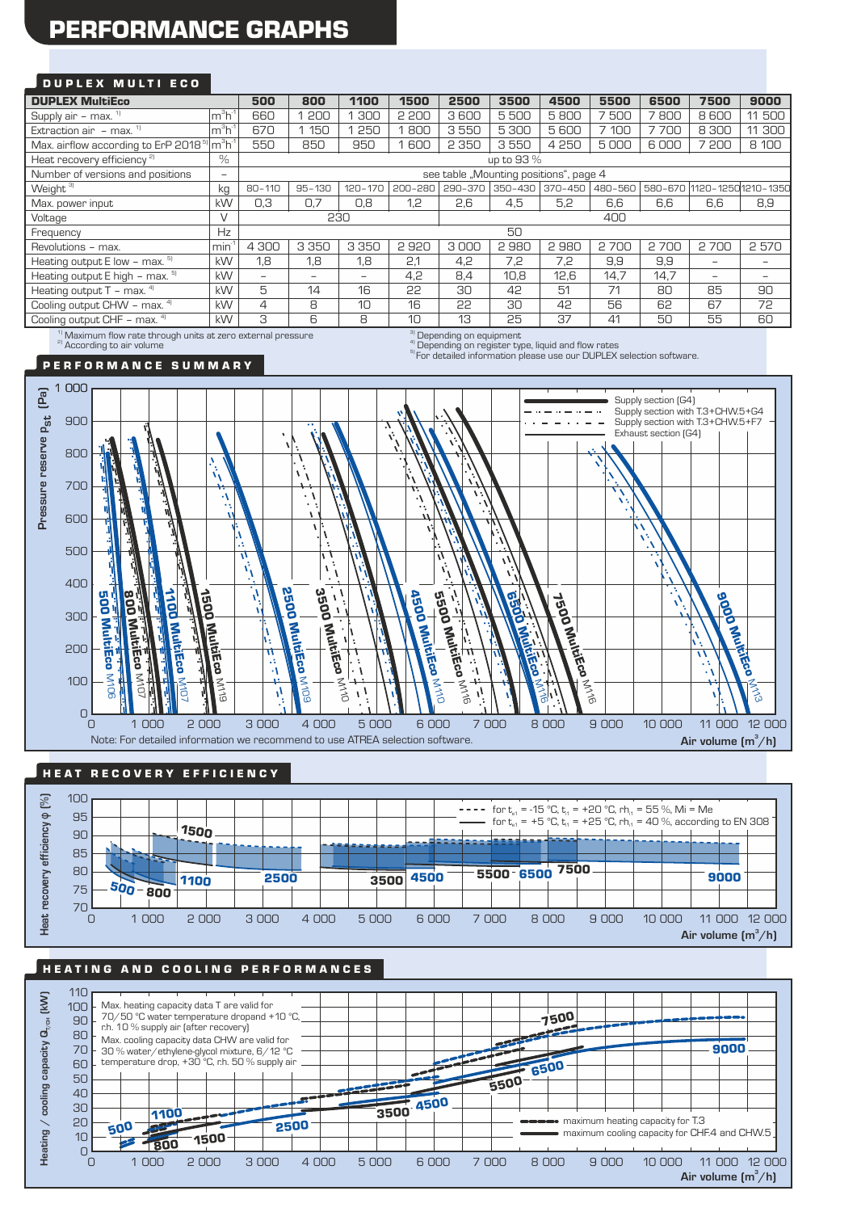# PERFORMANCE GRAPHS

## DUPLEX MULTI ECO

| DUPLEX MultiEco | | 500 | 800 | 1100 | 1500 | 2500 | 3500 | 4500 | 5500 | 6500 | 7500 | 9000 |
|---|---|---|---|---|---|---|---|---|---|---|---|---|
| Supply air – max. [1] | $m^3h^{-1}$ | 660 | 1 200 | 1 300 | 2 200 | 3 600 | 5 500 | 5 800 | 7 500 | 7 800 | 8 600 | 11 500 |
| Extraction air – max. [1] | $m^3h^{-1}$ | 670 | 1 150 | 1 250 | 1 800 | 3 550 | 5 300 | 5 600 | 7 100 | 7 700 | 8 300 | 11 300 |
| Max. airflow according to ErP 2018 [5] | $m^3h^{-1}$ | 550 | 850 | 950 | 1 600 | 2 350 | 3 550 | 4 250 | 5 000 | 6 000 | 7 200 | 8 100 |
| Heat recovery efficiency [2] | % | up to 93 % | | | | | | | | | | |
| Number of versions and positions | – | see table „Mounting positions", page 4 | | | | | | | | | | |
| Weight [3] | kg | 80–110 | 95–130 | 120–170 | 200–280 | 290–370 | 350–430 | 370–450 | 480–560 | 580–670 | 1120–1250 | 1210–1350 |
| Max. power input | kW | 0,3 | 0,7 | 0,8 | 1,2 | 2,6 | 4,5 | 5,2 | 6,6 | 6,6 | 6,6 | 8,9 |
| Voltage | V | 230 | | | | 400 | | | | | | |
| Frequency | Hz | 50 | | | | | | | | | | |
| Revolutions – max. | $min^{-1}$ | 4 300 | 3 350 | 3 350 | 2 920 | 3 000 | 2 980 | 2 980 | 2 700 | 2 700 | 2 700 | 2 570 |
| Heating output E low – max. [5] | kW | 1,8 | 1,8 | 1,8 | 2,1 | 4,2 | 7,2 | 7,2 | 9,9 | 9,9 | – | – |
| Heating output E high – max. [5] | kW | – | – | – | 4,2 | 8,4 | 10,8 | 12,6 | 14,7 | 14,7 | – | – |
| Heating output T – max. [4] | kW | 5 | 14 | 16 | 22 | 30 | 42 | 51 | 71 | 80 | 85 | 90 |
| Cooling output CHW – max. [4] | kW | 4 | 8 | 10 | 16 | 22 | 30 | 42 | 56 | 62 | 67 | 72 |
| Cooling output CHF – max. [4] | kW | 3 | 6 | 8 | 10 | 13 | 25 | 37 | 41 | 50 | 55 | 60 |

[1] Maximum flow rate through units at zero external pressure
[2] According to air volume
[3] Depending on equipment
[4] Depending on register type, liquid and flow rates
[5] For detailed information please use our DUPLEX selection software.

## PERFORMANCE SUMMARY

Pressure reserve $p_{st}$ [Pa]

1 000
900
800
700
600
500
400
300
200
100
0

0 1 000 2 000 3 000 4 000 5 000 6 000 7 000 8 000 9 000 10 000 11 000 12 000

Air volume (m³/h)

Supply section (G4)
Supply section with T.3+CHW.5+G4
Supply section with T.3+CHW.5+F7
Exhaust section (G4)

500 MultiEco M106
800 MultiEco M107
1100 MultiEco M107
1500 MultiEco M119
2500 MultiEco M109
3500 MultiEco M110
4500 MultiEco M110
5500 MultiEco M116
6500 MultiEco M116
7500 MultiEco M116
9000 MultiEco M113

Note: For detailed information we recommend to use ATREA selection software.

## HEAT RECOVERY EFFICIENCY

Heat recovery efficiency φ [%]

100
95
90
85
80
75
70

0 1 000 2 000 3 000 4 000 5 000 6 000 7 000 8 000 9 000 10 000 11 000 12 000

Air volume (m³/h)

for $t_{e1}$ = -15 °C, $t_{i1}$ = +20 °C, $rh_{i1}$ = 55 %, Mi = Me
for $t_{e1}$ = +5 °C, $t_{i1}$ = +25 °C, $rh_{i1}$ = 40 %, according to EN 308

500 800 1100 1500 2500 3500 4500 5500 6500 7500 9000

## HEATING AND COOLING PERFORMANCES

Heating / cooling capacity $Q_{T/CH}$ [kW]

110
100
90
80
70
60
50
40
30
20
10
0

0 1 000 2 000 3 000 4 000 5 000 6 000 7 000 8 000 9 000 10 000 11 000 12 000

Air volume (m³/h)

Max. heating capacity data T are valid for 70/50 °C water temperature dropand +10 °C, r.h. 10 % supply air (after recovery)
Max. cooling capacity data CHW are valid for 30 % water/ethylene-glycol mixture, 6/12 °C temperature drop, +30 °C, r.h. 50 % supply air

maximum heating capacity for T.3
maximum cooling capacity for CHF.4 and CHW.5

500 800 1100 1500 2500 3500 4500 5500 6500 7500 9000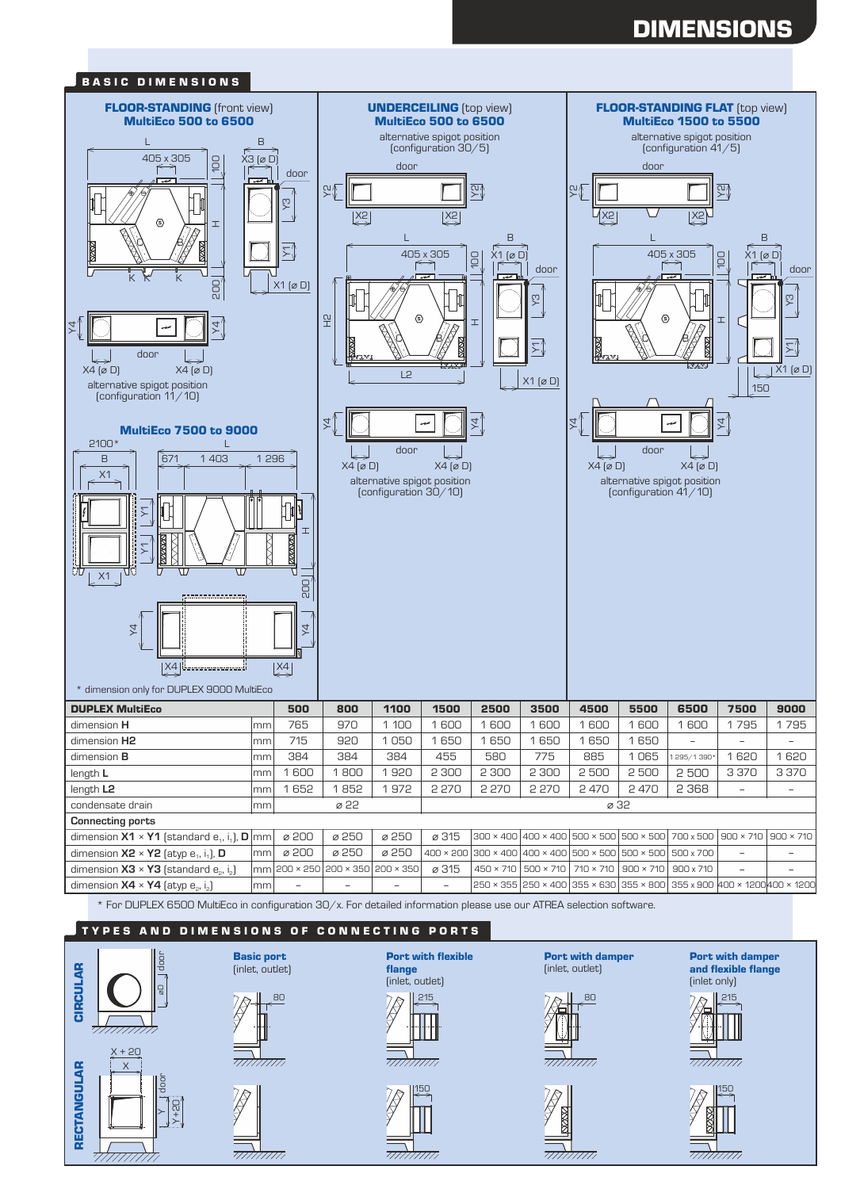# DIMENSIONS

## BASIC DIMENSIONS

**FLOOR-STANDING** (front view)
**MultiEco 500 to 6500**

alternative spigot position (configuration 11/10)

**UNDERCEILING** (top view)
**MultiEco 500 to 6500**

alternative spigot position (configuration 30/5)

alternative spigot position (configuration 30/10)

**FLOOR-STANDING FLAT** (top view)
**MultiEco 1500 to 5500**

alternative spigot position (configuration 41/5)

alternative spigot position (configuration 41/10)

**MultiEco 7500 to 9000**

\* dimension only for DUPLEX 9000 MultiEco

| DUPLEX MultiEco | | 500 | 800 | 1100 | 1500 | 2500 | 3500 | 4500 | 5500 | 6500 | 7500 | 9000 |
|---|---|---|---|---|---|---|---|---|---|---|---|---|
| dimension **H** | mm | 765 | 970 | 1 100 | 1 600 | 1 600 | 1 600 | 1 600 | 1 600 | 1 600 | 1 795 | 1 795 |
| dimension **H2** | mm | 715 | 920 | 1 050 | 1 650 | 1 650 | 1 650 | 1 650 | 1 650 | – | – | – |
| dimension **B** | mm | 384 | 384 | 384 | 455 | 580 | 775 | 885 | 1 065 | 1 295/1 390* | 1 620 | 1 620 |
| length **L** | mm | 1 600 | 1 800 | 1 920 | 2 300 | 2 300 | 2 300 | 2 500 | 2 500 | 2 500 | 3 370 | 3 370 |
| length **L2** | mm | 1 652 | 1 852 | 1 972 | 2 270 | 2 270 | 2 270 | 2 470 | 2 470 | 2 368 | – | – |
| condensate drain | mm | ø 22 | | | ø 32 | | | | | | | |
| **Connecting ports** | | | | | | | | | | | | |
| dimension **X1** × **Y1** (standard $e_1$, $i_1$), **D** | mm | ø 200 | ø 250 | ø 250 | ø 315 | 300 × 400 | 400 × 400 | 500 × 500 | 500 × 500 | 700 x 500 | 900 × 710 | 900 × 710 |
| dimension **X2** × **Y2** (atyp $e_1$, $i_1$), **D** | mm | ø 200 | ø 250 | ø 250 | 400 × 200 | 300 × 400 | 400 × 400 | 500 × 500 | 500 × 500 | 500 x 700 | – | – |
| dimension **X3** × **Y3** (standard $e_2$, $i_2$) | mm | 200 × 250 | 200 × 350 | 200 × 350 | ø 315 | 450 × 710 | 500 × 710 | 710 × 710 | 900 × 710 | 900 x 710 | – | – |
| dimension **X4** × **Y4** (atyp $e_2$, $i_2$) | mm | – | – | – | – | 250 × 355 | 250 × 400 | 355 × 630 | 355 × 800 | 355 x 900 | 400 × 1200 | 400 × 1200 |

\* For DUPLEX 6500 MultiEco in configuration 30/x. For detailed information please use our ATREA selection software.

## TYPES AND DIMENSIONS OF CONNECTING PORTS

CIRCULAR / RECTANGULAR

**Basic port** (inlet, outlet)

**Port with flexible flange** (inlet, outlet)

**Port with damper** (inlet, outlet)

**Port with damper and flexible flange** (inlet only)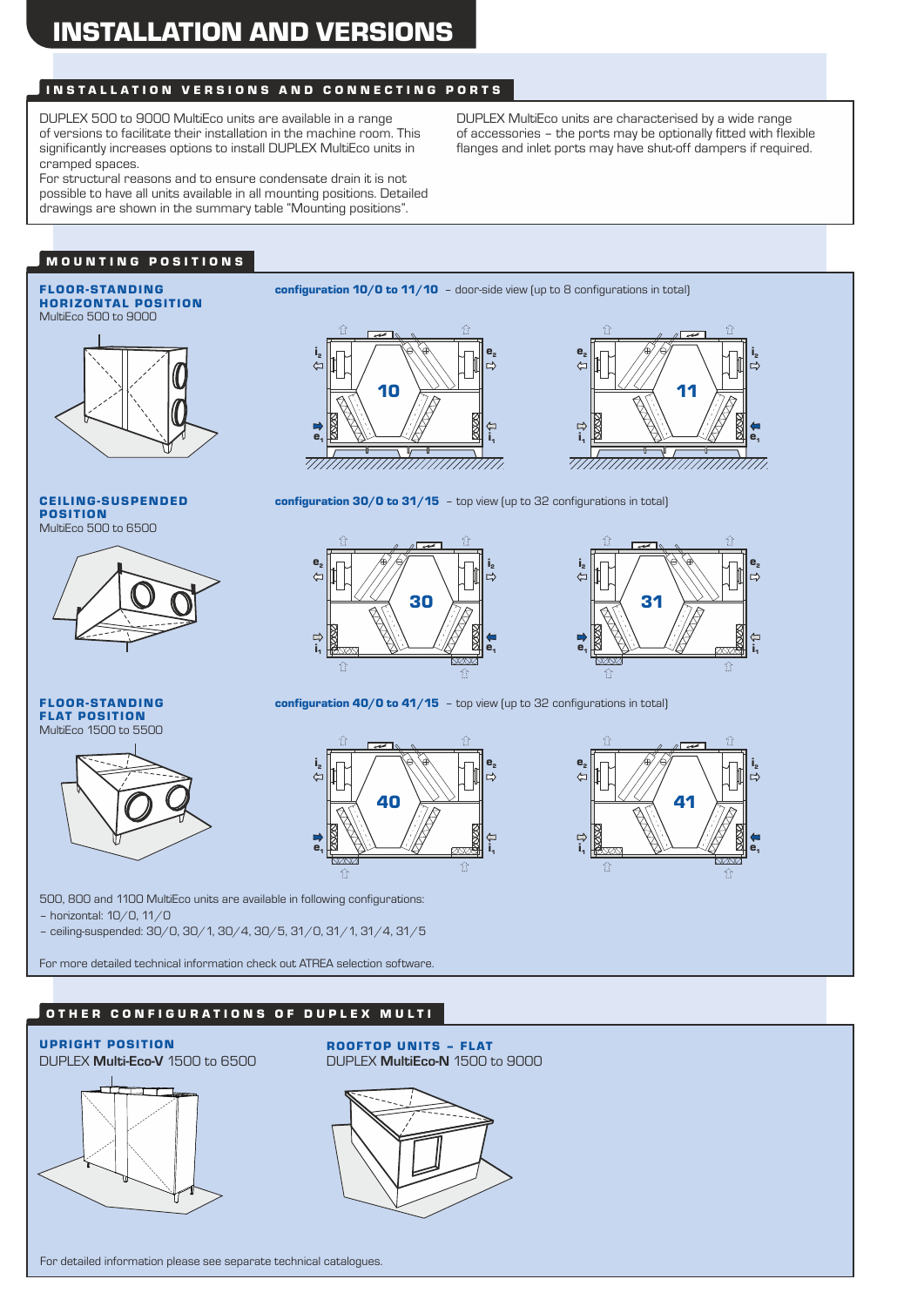# INSTALLATION AND VERSIONS

## INSTALLATION VERSIONS AND CONNECTING PORTS

DUPLEX 500 to 9000 MultiEco units are available in a range of versions to facilitate their installation in the machine room. This significantly increases options to install DUPLEX MultiEco units in cramped spaces.
For structural reasons and to ensure condensate drain it is not possible to have all units available in all mounting positions. Detailed drawings are shown in the summary table "Mounting positions".

DUPLEX MultiEco units are characterised by a wide range of accessories – the ports may be optionally fitted with flexible flanges and inlet ports may have shut-off dampers if required.

## MOUNTING POSITIONS

### FLOOR-STANDING HORIZONTAL POSITION

MultiEco 500 to 9000

**configuration 10/0 to 11/10** – door-side view (up to 8 configurations in total)

### CEILING-SUSPENDED POSITION

MultiEco 500 to 6500

**configuration 30/0 to 31/15** – top view (up to 32 configurations in total)

### FLOOR-STANDING FLAT POSITION

MultiEco 1500 to 5500

**configuration 40/0 to 41/15** – top view (up to 32 configurations in total)

500, 800 and 1100 MultiEco units are available in following configurations:

- horizontal: 10/0, 11/0
- ceiling-suspended: 30/0, 30/1, 30/4, 30/5, 31/0, 31/1, 31/4, 31/5

For more detailed technical information check out ATREA selection software.

## OTHER CONFIGURATIONS OF DUPLEX MULTI

### UPRIGHT POSITION

DUPLEX **Multi-Eco-V** 1500 to 6500

### ROOFTOP UNITS – FLAT

DUPLEX **MultiEco-N** 1500 to 9000

For detailed information please see separate technical catalogues.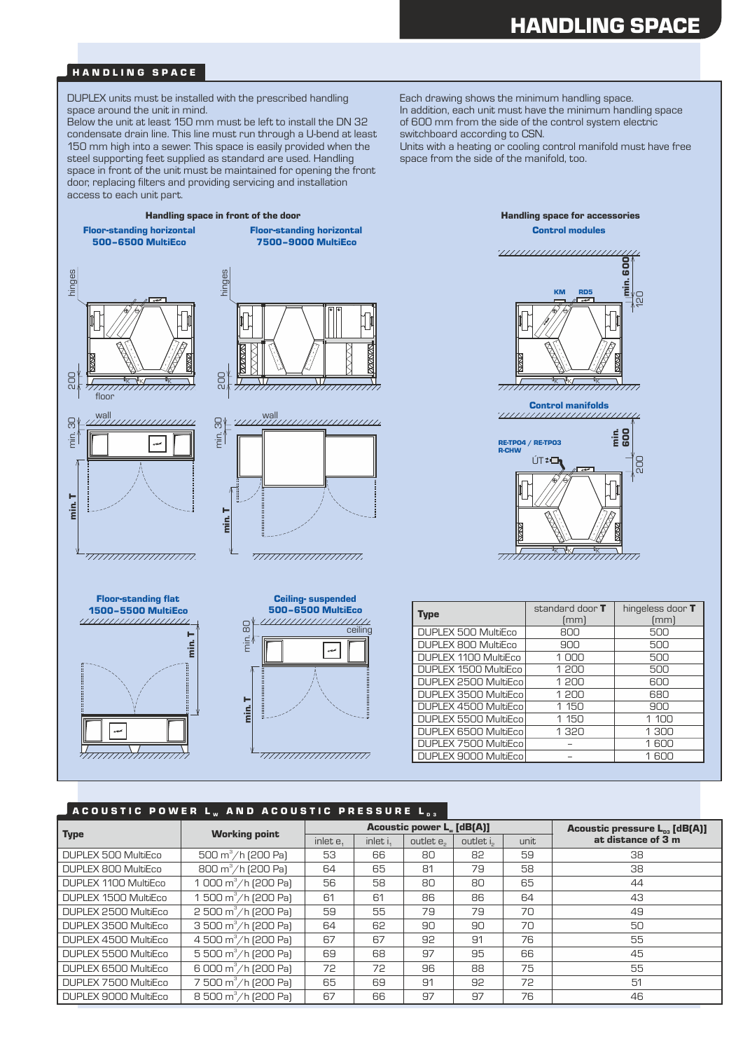## HANDLING SPACE

DUPLEX units must be installed with the prescribed handling space around the unit in mind.
Below the unit at least 150 mm must be left to install the DN 32 condensate drain line. This line must run through a U-bend at least 150 mm high into a sewer. This space is easily provided when the steel supporting feet supplied as standard are used. Handling space in front of the unit must be maintained for opening the front door, replacing filters and providing servicing and installation access to each unit part.

Each drawing shows the minimum handling space.
In addition, each unit must have the minimum handling space of 600 mm from the side of the control system electric switchboard according to CSN.
Units with a heating or cooling control manifold must have free space from the side of the manifold, too.

**Handling space in front of the door**

Floor-standing horizontal 500–6500 MultiEco

Floor-standing horizontal 7500–9000 MultiEco

hinges
200
floor
wall
min. 30
min. T

**Handling space for accessories**

Control modules

KM
RD5
min. 600
120

Control manifolds

RE-TPO4 / RE-TPO3
R-CHW
ÚT
min. 600
200

Floor-standing flat 1500–5500 MultiEco

min. T

Ceiling- suspended 500–6500 MultiEco

min. 80
ceiling
min. T

| Type | standard door **T** [mm] | hingeless door **T** [mm] |
|---|---|---|
| DUPLEX 500 MultiEco | 800 | 500 |
| DUPLEX 800 MultiEco | 900 | 500 |
| DUPLEX 1100 MultiEco | 1 000 | 500 |
| DUPLEX 1500 MultiEco | 1 200 | 500 |
| DUPLEX 2500 MultiEco | 1 200 | 600 |
| DUPLEX 3500 MultiEco | 1 200 | 680 |
| DUPLEX 4500 MultiEco | 1 150 | 900 |
| DUPLEX 5500 MultiEco | 1 150 | 1 100 |
| DUPLEX 6500 MultiEco | 1 320 | 1 300 |
| DUPLEX 7500 MultiEco | – | 1 600 |
| DUPLEX 9000 MultiEco | – | 1 600 |

## ACOUSTIC POWER $L_w$ AND ACOUSTIC PRESSURE $L_{p3}$

| Type | Working point | Acoustic power $L_w$ [dB(A)] | | | | | Acoustic pressure $L_{p3}$ [dB(A)] at distance of 3 m |
|---|---|---|---|---|---|---|---|
| | | inlet $e_1$ | inlet $i_1$ | outlet $e_2$ | outlet $i_2$ | unit | |
| DUPLEX 500 MultiEco | 500 $m^3$/h (200 Pa) | 53 | 66 | 80 | 82 | 59 | 38 |
| DUPLEX 800 MultiEco | 800 $m^3$/h (200 Pa) | 64 | 65 | 81 | 79 | 58 | 38 |
| DUPLEX 1100 MultiEco | 1 000 $m^3$/h (200 Pa) | 56 | 58 | 80 | 80 | 65 | 44 |
| DUPLEX 1500 MultiEco | 1 500 $m^3$/h (200 Pa) | 61 | 61 | 86 | 86 | 64 | 43 |
| DUPLEX 2500 MultiEco | 2 500 $m^3$/h (200 Pa) | 59 | 55 | 79 | 79 | 70 | 49 |
| DUPLEX 3500 MultiEco | 3 500 $m^3$/h (200 Pa) | 64 | 62 | 90 | 90 | 70 | 50 |
| DUPLEX 4500 MultiEco | 4 500 $m^3$/h (200 Pa) | 67 | 67 | 92 | 91 | 76 | 55 |
| DUPLEX 5500 MultiEco | 5 500 $m^3$/h (200 Pa) | 69 | 68 | 97 | 95 | 66 | 45 |
| DUPLEX 6500 MultiEco | 6 000 $m^3$/h (200 Pa) | 72 | 72 | 96 | 88 | 75 | 55 |
| DUPLEX 7500 MultiEco | 7 500 $m^3$/h (200 Pa) | 65 | 69 | 91 | 92 | 72 | 51 |
| DUPLEX 9000 MultiEco | 8 500 $m^3$/h (200 Pa) | 67 | 66 | 97 | 97 | 76 | 46 |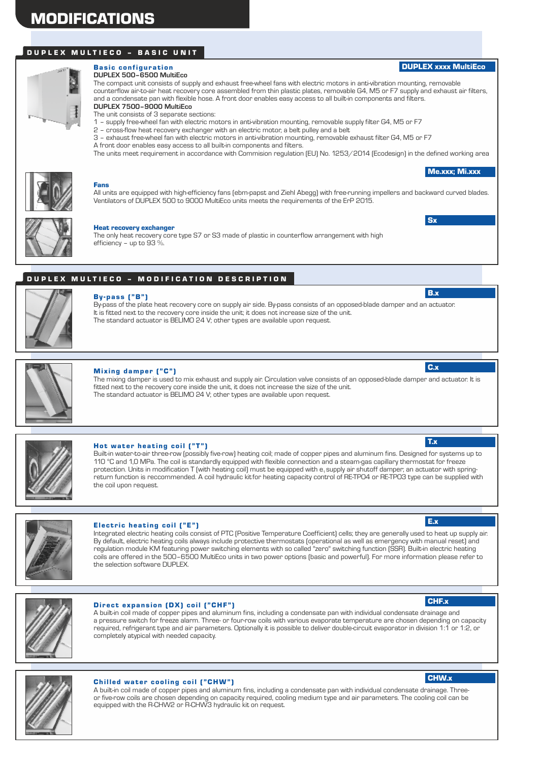# MODIFICATIONS

## DUPLEX MULTIECO – BASIC UNIT

**DUPLEX xxxx MultiEco**

### Basic configuration

**DUPLEX 500–6500 MultiEco**

The compact unit consists of supply and exhaust free-wheel fans with electric motors in anti-vibration mounting, removable counterflow air-to-air heat recovery core assembled from thin plastic plates, removable G4, M5 or F7 supply and exhaust air filters, and a condensate pan with flexible hose. A front door enables easy access to all built-in components and filters.

**DUPLEX 7500–9000 MultiEco**

The unit consists of 3 separate sections:

1 – supply free-wheel fan with electric motors in anti-vibration mounting, removable supply filter G4, M5 or F7
2 – cross-flow heat recovery exchanger with an electric motor, a belt pulley and a belt
3 – exhaust free-wheel fan with electric motors in anti-vibration mounting, removable exhaust filter G4, M5 or F7

A front door enables easy access to all built-in components and filters.

The units meet requirement in accordance with Commision regulation (EU) No. 1253/2014 (Ecodesign) in the defined working area

**Me.xxx; Mi.xxx**

### Fans

All units are equipped with high-efficiency fans (ebm-papst and Ziehl Abegg) with free-running impellers and backward curved blades. Ventilators of DUPLEX 500 to 9000 MultiEco units meets the requirements of the ErP 2015.

**Sx**

### Heat recovery exchanger

The only heat recovery core type S7 or S3 made of plastic in counterflow arrangement with high efficiency – up to 93 %.

## DUPLEX MULTIECO – MODIFICATION DESCRIPTION

**B.x**

### By-pass ("B")

By-pass of the plate heat recovery core on supply air side. By-pass consists of an opposed-blade damper and an actuator. It is fitted next to the recovery core inside the unit; it does not increase size of the unit.
The standard actuator is BELIMO 24 V; other types are available upon request.

**C.x**

### Mixing damper ("C")

The mixing damper is used to mix exhaust and supply air. Circulation valve consists of an opposed-blade damper and actuator. It is fitted next to the recovery core inside the unit, it does not increase the size of the unit.
The standard actuator is BELIMO 24 V; other types are available upon request.

**T.x**

### Hot water heating coil ("T")

Built-in water-to-air three-row (possibly five-row) heating coil; made of copper pipes and aluminum fins. Designed for systems up to 110 °C and 1,0 MPa. The coil is standardly equipped with flexible connection and a steam-gas capillary thermostat for freeze protection. Units in modification T (with heating coil) must be equipped with e, supply air shutoff damper; an actuator with spring-return function is reccommended. A coil hydraulic kit for heating capacity control of RE-TPO4 or RE-TPO3 type can be supplied with the coil upon request.

**E.x**

### Electric heating coil ("E")

Integrated electric heating coils consist of PTC (Positive Temperature Coefficient) cells; they are generally used to heat up supply air. By default, electric heating coils always include protective thermostats (operational as well as emergency with manual reset) and regulation module KM featuring power switching elements with so called "zero" switching function (SSR). Built-in electric heating coils are offered in the 500–6500 MultiEco units in two power options (basic and powerful). For more information please refer to the selection software DUPLEX.

**CHF.x**

### Direct expansion (DX) coil ("CHF")

A built-in coil made of copper pipes and aluminum fins, including a condensate pan with individual condensate drainage and a pressure switch for freeze alarm. Three- or four-row coils with various evaporate temperature are chosen depending on capacity required, refrigerant type and air parameters. Optionally it is possible to deliver double-circuit evaporator in division 1:1 or 1:2, or completely atypical with needed capacity.

**CHW.x**

### Chilled water cooling coil ("CHW")

A built-in coil made of copper pipes and aluminum fins, including a condensate pan with individual condensate drainage. Three- or five-row coils are chosen depending on capacity required, cooling medium type and air parameters. The cooling coil can be equipped with the R-CHW2 or R-CHW3 hydraulic kit on request.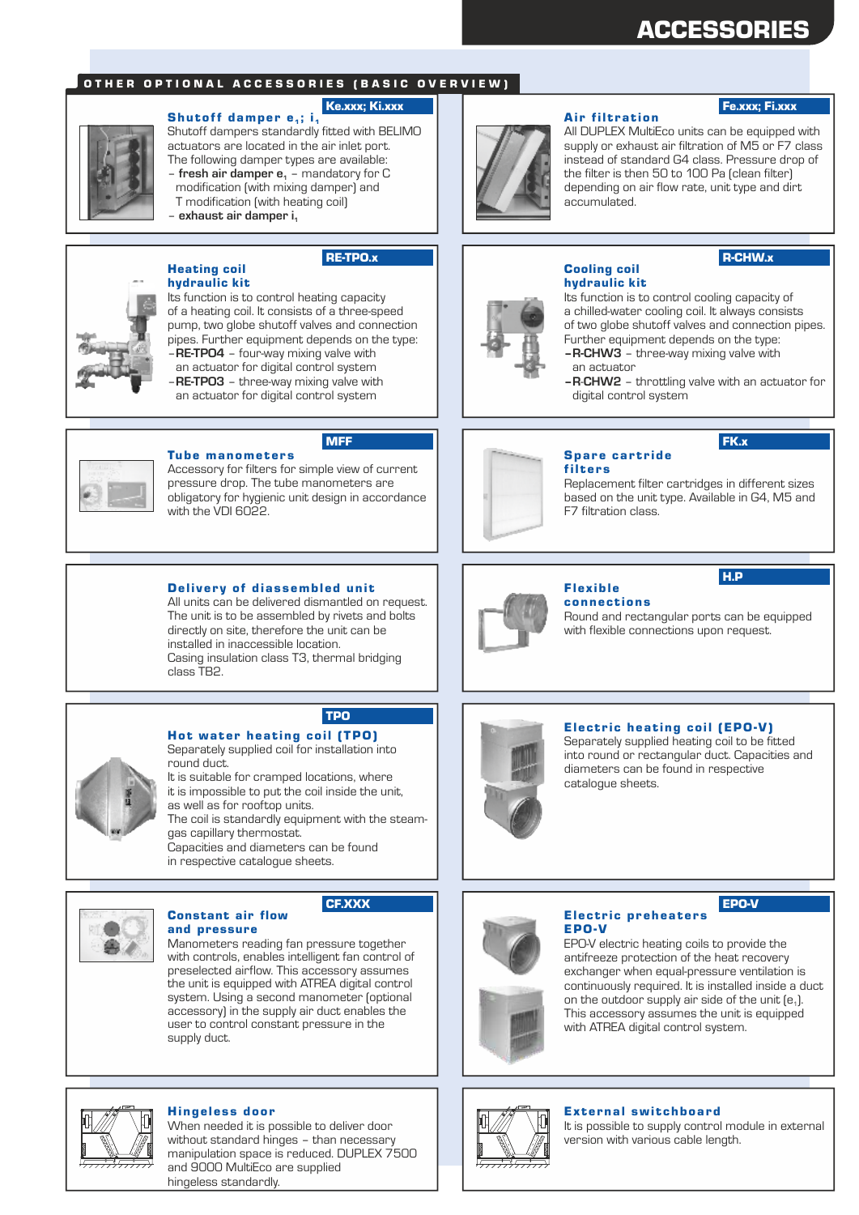# ACCESSORIES

## OTHER OPTIONAL ACCESSORIES (BASIC OVERVIEW)

### Shutoff damper $e_1$; $i_1$

Ke.xxx; Ki.xxx

Shutoff dampers standardly fitted with BELIMO actuators are located in the air inlet port. The following damper types are available:

- **fresh air damper $e_1$** – mandatory for C modification (with mixing damper) and T modification (with heating coil)
- **exhaust air damper $i_1$**

### Air filtration

Fe.xxx; Fi.xxx

All DUPLEX MultiEco units can be equipped with supply or exhaust air filtration of M5 or F7 class instead of standard G4 class. Pressure drop of the filter is then 50 to 100 Pa (clean filter) depending on air flow rate, unit type and dirt accumulated.

### Heating coil hydraulic kit

RE-TPO.x

Its function is to control heating capacity of a heating coil. It consists of a three-speed pump, two globe shutoff valves and connection pipes. Further equipment depends on the type:

- **RE-TPO4** – four-way mixing valve with an actuator for digital control system
- **RE-TPO3** – three-way mixing valve with an actuator for digital control system

### Cooling coil hydraulic kit

R-CHW.x

Its function is to control cooling capacity of a chilled-water cooling coil. It always consists of two globe shutoff valves and connection pipes. Further equipment depends on the type:

- **R-CHW3** – three-way mixing valve with an actuator
- **R-CHW2** – throttling valve with an actuator for digital control system

### Tube manometers

MFF

Accessory for filters for simple view of current pressure drop. The tube manometers are obligatory for hygienic unit design in accordance with the VDI 6022.

### Spare cartride filters

FK.x

Replacement filter cartridges in different sizes based on the unit type. Available in G4, M5 and F7 filtration class.

### Delivery of diassembled unit

All units can be delivered dismantled on request. The unit is to be assembled by rivets and bolts directly on site, therefore the unit can be installed in inaccessible location.
Casing insulation class T3, thermal bridging class TB2.

### Flexible connections

H.P

Round and rectangular ports can be equipped with flexible connections upon request.

### Hot water heating coil (TPO)

TPO

Separately supplied coil for installation into round duct.
It is suitable for cramped locations, where it is impossible to put the coil inside the unit, as well as for rooftop units.
The coil is standardly equipment with the steam-gas capillary thermostat.
Capacities and diameters can be found in respective catalogue sheets.

### Electric heating coil (EPO-V)

Separately supplied heating coil to be fitted into round or rectangular duct. Capacities and diameters can be found in respective catalogue sheets.

### Constant air flow and pressure

CF.XXX

Manometers reading fan pressure together with controls, enables intelligent fan control of preselected airflow. This accessory assumes the unit is equipped with ATREA digital control system. Using a second manometer (optional accessory) in the supply air duct enables the user to control constant pressure in the supply duct.

### Electric preheaters EPO-V

EPO-V

EPO-V electric heating coils to provide the antifreeze protection of the heat recovery exchanger when equal-pressure ventilation is continuously required. It is installed inside a duct on the outdoor supply air side of the unit ($e_1$).
This accessory assumes the unit is equipped with ATREA digital control system.

### Hingeless door

When needed it is possible to deliver door without standard hinges – than necessary manipulation space is reduced. DUPLEX 7500 and 9000 MultiEco are supplied hingeless standardly.

### External switchboard

It is possible to supply control module in external version with various cable length.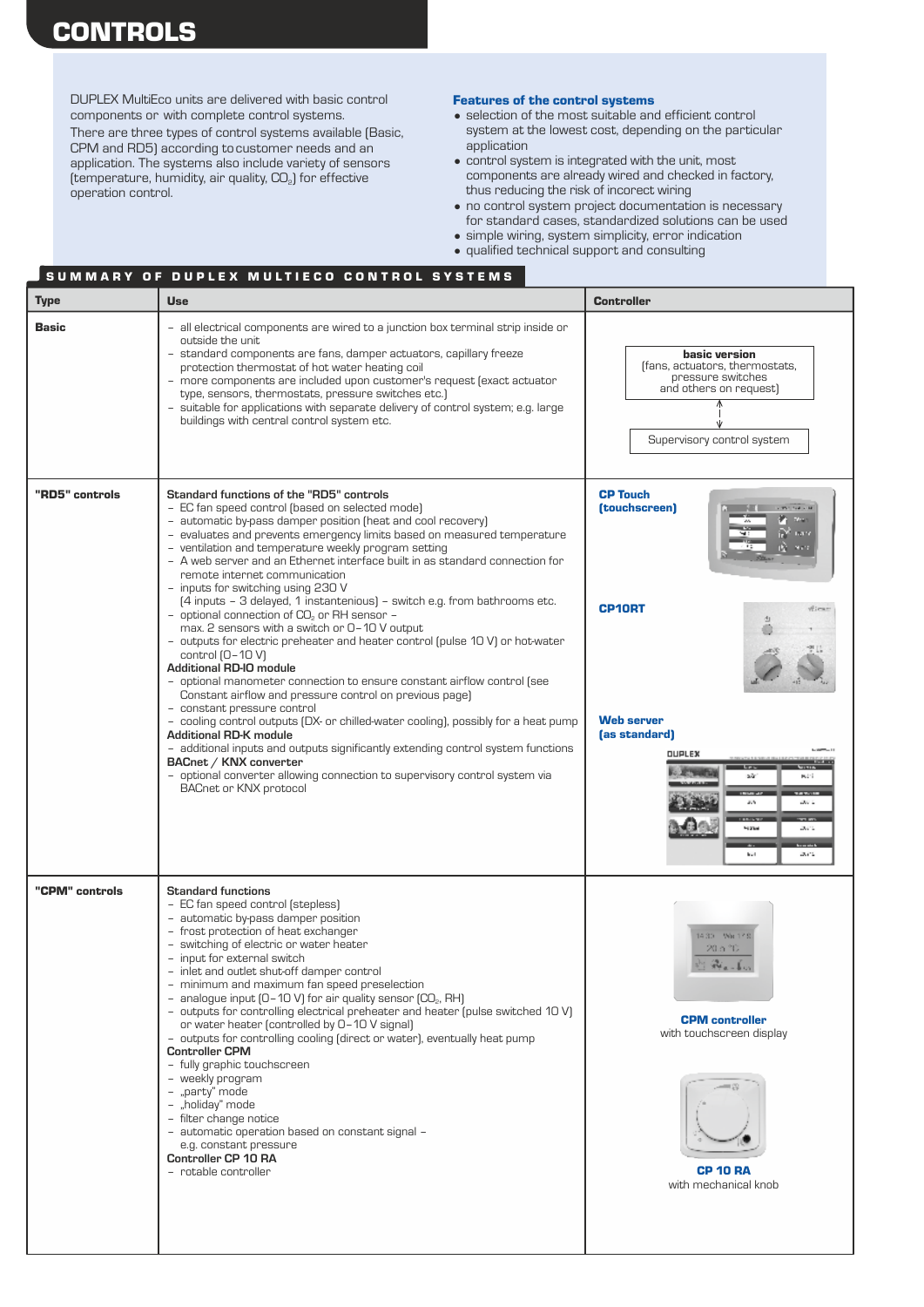# CONTROLS

DUPLEX MultiEco units are delivered with basic control components or with complete control systems.
There are three types of control systems available (Basic, CPM and RD5) according to customer needs and an application. The systems also include variety of sensors (temperature, humidity, air quality, $CO_2$) for effective operation control.

**Features of the control systems**

- selection of the most suitable and efficient control system at the lowest cost, depending on the particular application
- control system is integrated with the unit, most components are already wired and checked in factory, thus reducing the risk of incorect wiring
- no control system project documentation is necessary for standard cases, standardized solutions can be used
- simple wiring, system simplicity, error indication
- qualified technical support and consulting

## SUMMARY OF DUPLEX MULTIECO CONTROL SYSTEMS

| Type | Use | Controller |
|---|---|---|
| **Basic** | – all electrical components are wired to a junction box terminal strip inside or outside the unit<br>– standard components are fans, damper actuators, capillary freeze protection thermostat of hot water heating coil<br>– more components are included upon customer's request (exact actuator type, sensors, thermostats, pressure switches etc.)<br>– suitable for applications with separate delivery of control system; e.g. large buildings with central control system etc. | **basic version** (fans, actuators, thermostats, pressure switches and others on request)<br>↕<br>Supervisory control system |
| **"RD5" controls** | **Standard functions of the "RD5" controls**<br>– EC fan speed control (based on selected mode)<br>– automatic by-pass damper position (heat and cool recovery)<br>– evaluates and prevents emergency limits based on measured temperature<br>– ventilation and temperature weekly program setting<br>– A web server and an Ethernet interface built in as standard connection for remote internet communication<br>– inputs for switching using 230 V (4 inputs – 3 delayed, 1 instantenious) – switch e.g. from bathrooms etc.<br>– optional connection of $CO_2$ or RH sensor – max. 2 sensors with a switch or 0–10 V output<br>– outputs for electric preheater and heater control (pulse 10 V) or hot-water control (0–10 V)<br>**Additional RD-IO module**<br>– optional manometer connection to ensure constant airflow control (see Constant airflow and pressure control on previous page)<br>– constant pressure control<br>– cooling control outputs (DX- or chilled-water cooling), possibly for a heat pump<br>**Additional RD-K module**<br>– additional inputs and outputs significantly extending control system functions<br>**BACnet / KNX converter**<br>– optional converter allowing connection to supervisory control system via BACnet or KNX protocol | **CP Touch (touchscreen)**<br>**CP10RT**<br>**Web server (as standard)** |
| **"CPM" controls** | **Standard functions**<br>– EC fan speed control (stepless)<br>– automatic by-pass damper position<br>– frost protection of heat exchanger<br>– switching of electric or water heater<br>– input for external switch<br>– inlet and outlet shut-off damper control<br>– minimum and maximum fan speed preselection<br>– analogue input (0–10 V) for air quality sensor ($CO_2$, RH)<br>– outputs for controlling electrical preheater and heater (pulse switched 10 V) or water heater (controlled by 0–10 V signal)<br>– outputs for controlling cooling (direct or water), eventually heat pump<br>**Controller CPM**<br>– fully graphic touchscreen<br>– weekly program<br>– „party" mode<br>– „holiday" mode<br>– filter change notice<br>– automatic operation based on constant signal – e.g. constant pressure<br>**Controller CP 10 RA**<br>– rotable controller | **CPM controller** with touchscreen display<br>**CP 10 RA** with mechanical knob |